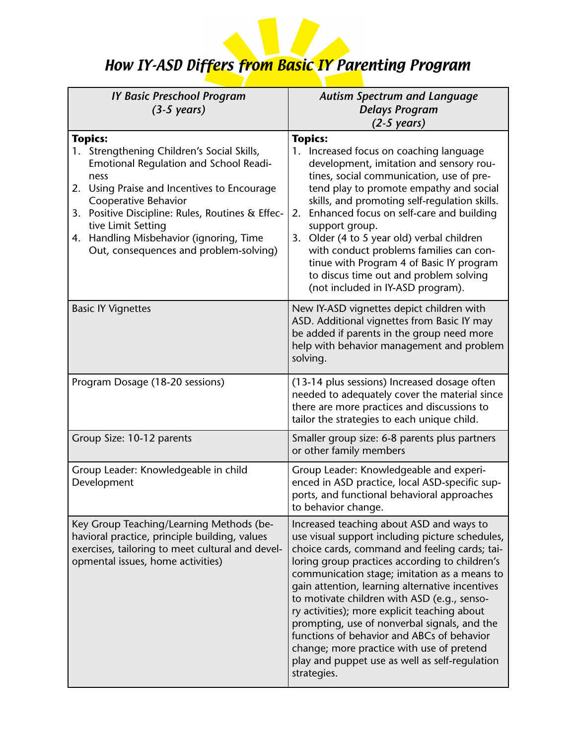# How IY-ASD Differs from Basic IY Parenting Program

| *IY Basic Preschool Program (3-5 years)* | *Autism Spectrum and Language Delays Program (2-5 years)* |
| --- | --- |
| **Topics:**<br>1. Strengthening Children's Social Skills, Emotional Regulation and School Readiness<br>2. Using Praise and Incentives to Encourage Cooperative Behavior<br>3. Positive Discipline: Rules, Routines & Effective Limit Setting<br>4. Handling Misbehavior (ignoring, Time Out, consequences and problem-solving) | **Topics:**<br>1. Increased focus on coaching language development, imitation and sensory routines, social communication, use of pretend play to promote empathy and social skills, and promoting self-regulation skills.<br>2. Enhanced focus on self-care and building support group.<br>3. Older (4 to 5 year old) verbal children with conduct problems families can continue with Program 4 of Basic IY program to discus time out and problem solving (not included in IY-ASD program). |
| Basic IY Vignettes | New IY-ASD vignettes depict children with ASD. Additional vignettes from Basic IY may be added if parents in the group need more help with behavior management and problem solving. |
| Program Dosage (18-20 sessions) | (13-14 plus sessions) Increased dosage often needed to adequately cover the material since there are more practices and discussions to tailor the strategies to each unique child. |
| Group Size: 10-12 parents | Smaller group size: 6-8 parents plus partners or other family members |
| Group Leader: Knowledgeable in child Development | Group Leader: Knowledgeable and experienced in ASD practice, local ASD-specific supports, and functional behavioral approaches to behavior change. |
| Key Group Teaching/Learning Methods (behavioral practice, principle building, values exercises, tailoring to meet cultural and developmental issues, home activities) | Increased teaching about ASD and ways to use visual support including picture schedules, choice cards, command and feeling cards; tailoring group practices according to children's communication stage; imitation as a means to gain attention, learning alternative incentives to motivate children with ASD (e.g., sensory activities); more explicit teaching about prompting, use of nonverbal signals, and the functions of behavior and ABCs of behavior change; more practice with use of pretend play and puppet use as well as self-regulation strategies. |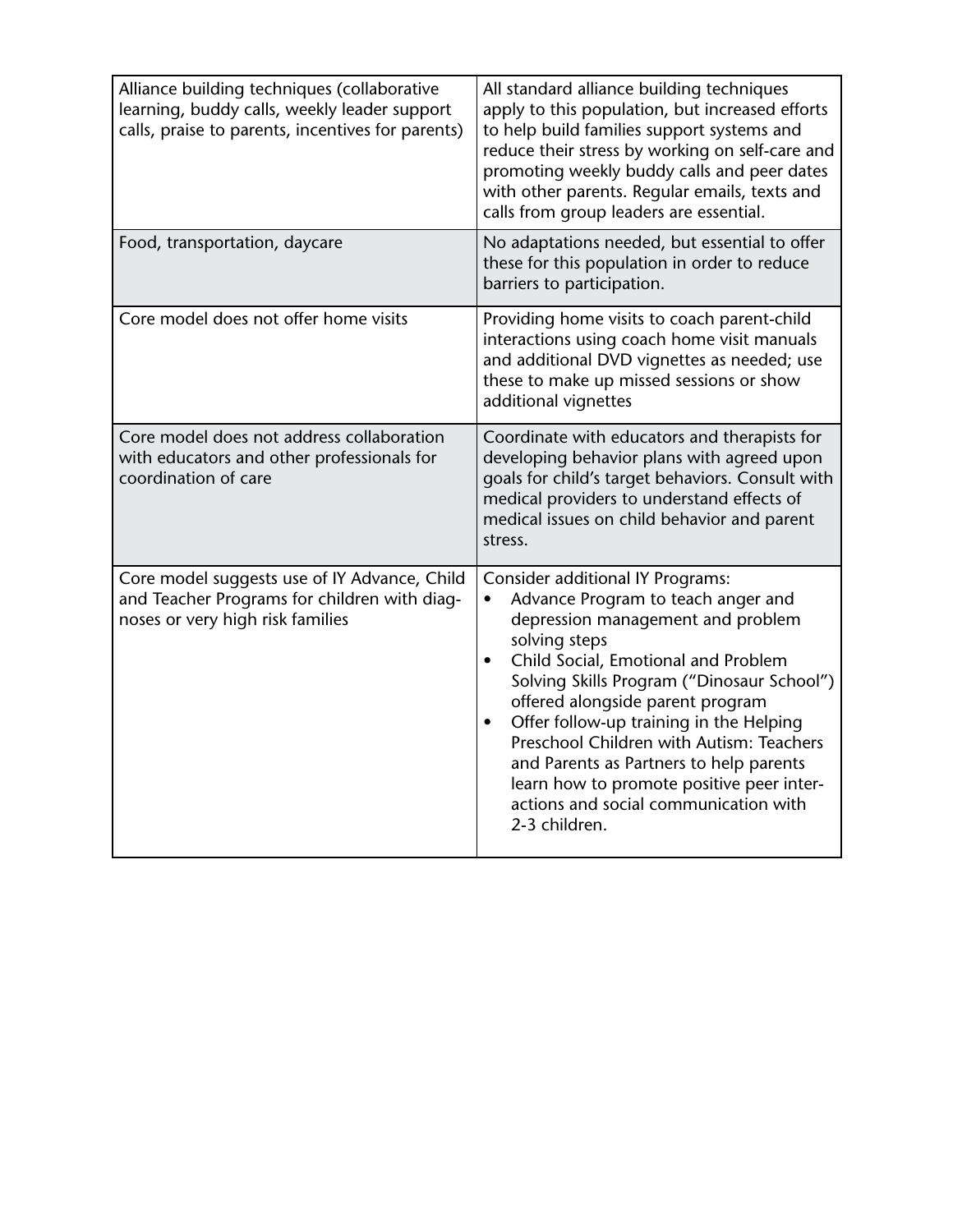| | |
|---|---|
| Alliance building techniques (collaborative learning, buddy calls, weekly leader support calls, praise to parents, incentives for parents) | All standard alliance building techniques apply to this population, but increased efforts to help build families support systems and reduce their stress by working on self-care and promoting weekly buddy calls and peer dates with other parents. Regular emails, texts and calls from group leaders are essential. |
| Food, transportation, daycare | No adaptations needed, but essential to offer these for this population in order to reduce barriers to participation. |
| Core model does not offer home visits | Providing home visits to coach parent-child interactions using coach home visit manuals and additional DVD vignettes as needed; use these to make up missed sessions or show additional vignettes |
| Core model does not address collaboration with educators and other professionals for coordination of care | Coordinate with educators and therapists for developing behavior plans with agreed upon goals for child's target behaviors. Consult with medical providers to understand effects of medical issues on child behavior and parent stress. |
| Core model suggests use of IY Advance, Child and Teacher Programs for children with diagnoses or very high risk families | Consider additional IY Programs:<br>• Advance Program to teach anger and depression management and problem solving steps<br>• Child Social, Emotional and Problem Solving Skills Program ("Dinosaur School") offered alongside parent program<br>• Offer follow-up training in the Helping Preschool Children with Autism: Teachers and Parents as Partners to help parents learn how to promote positive peer interactions and social communication with 2-3 children. |